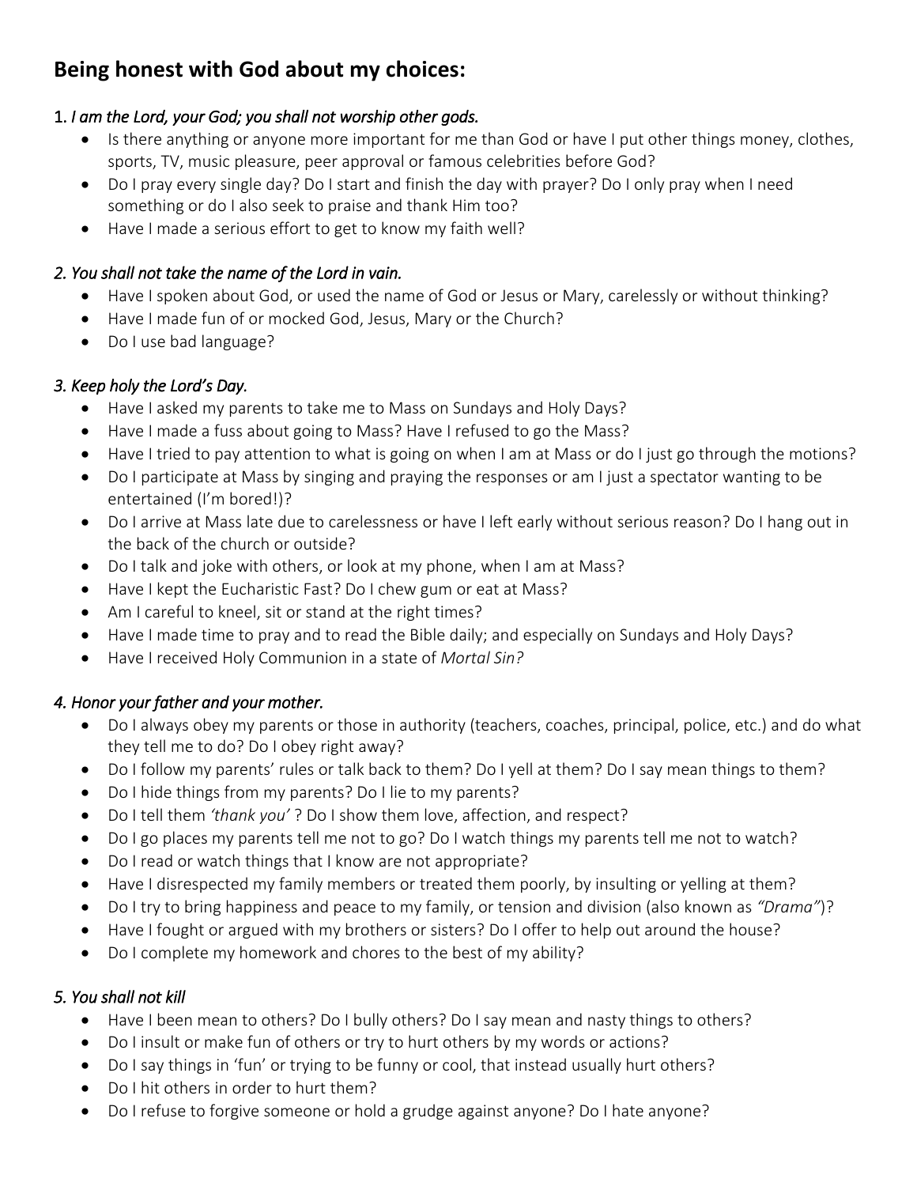## Being honest with God about my choices:

1. *I am the Lord, your God; you shall not worship other gods.*

- Is there anything or anyone more important for me than God or have I put other things money, clothes, sports, TV, music pleasure, peer approval or famous celebrities before God?
- Do I pray every single day? Do I start and finish the day with prayer? Do I only pray when I need something or do I also seek to praise and thank Him too?
- Have I made a serious effort to get to know my faith well?

*2. You shall not take the name of the Lord in vain.*

- Have I spoken about God, or used the name of God or Jesus or Mary, carelessly or without thinking?
- Have I made fun of or mocked God, Jesus, Mary or the Church?
- Do I use bad language?

*3. Keep holy the Lord's Day.*

- Have I asked my parents to take me to Mass on Sundays and Holy Days?
- Have I made a fuss about going to Mass? Have I refused to go the Mass?
- Have I tried to pay attention to what is going on when I am at Mass or do I just go through the motions?
- Do I participate at Mass by singing and praying the responses or am I just a spectator wanting to be entertained (I'm bored!)?
- Do I arrive at Mass late due to carelessness or have I left early without serious reason? Do I hang out in the back of the church or outside?
- Do I talk and joke with others, or look at my phone, when I am at Mass?
- Have I kept the Eucharistic Fast? Do I chew gum or eat at Mass?
- Am I careful to kneel, sit or stand at the right times?
- Have I made time to pray and to read the Bible daily; and especially on Sundays and Holy Days?
- Have I received Holy Communion in a state of *Mortal Sin?*

*4. Honor your father and your mother.*

- Do I always obey my parents or those in authority (teachers, coaches, principal, police, etc.) and do what they tell me to do? Do I obey right away?
- Do I follow my parents' rules or talk back to them? Do I yell at them? Do I say mean things to them?
- Do I hide things from my parents? Do I lie to my parents?
- Do I tell them *'thank you'* ? Do I show them love, affection, and respect?
- Do I go places my parents tell me not to go? Do I watch things my parents tell me not to watch?
- Do I read or watch things that I know are not appropriate?
- Have I disrespected my family members or treated them poorly, by insulting or yelling at them?
- Do I try to bring happiness and peace to my family, or tension and division (also known as *"Drama"*)?
- Have I fought or argued with my brothers or sisters? Do I offer to help out around the house?
- Do I complete my homework and chores to the best of my ability?

*5. You shall not kill*

- Have I been mean to others? Do I bully others? Do I say mean and nasty things to others?
- Do I insult or make fun of others or try to hurt others by my words or actions?
- Do I say things in 'fun' or trying to be funny or cool, that instead usually hurt others?
- Do I hit others in order to hurt them?
- Do I refuse to forgive someone or hold a grudge against anyone? Do I hate anyone?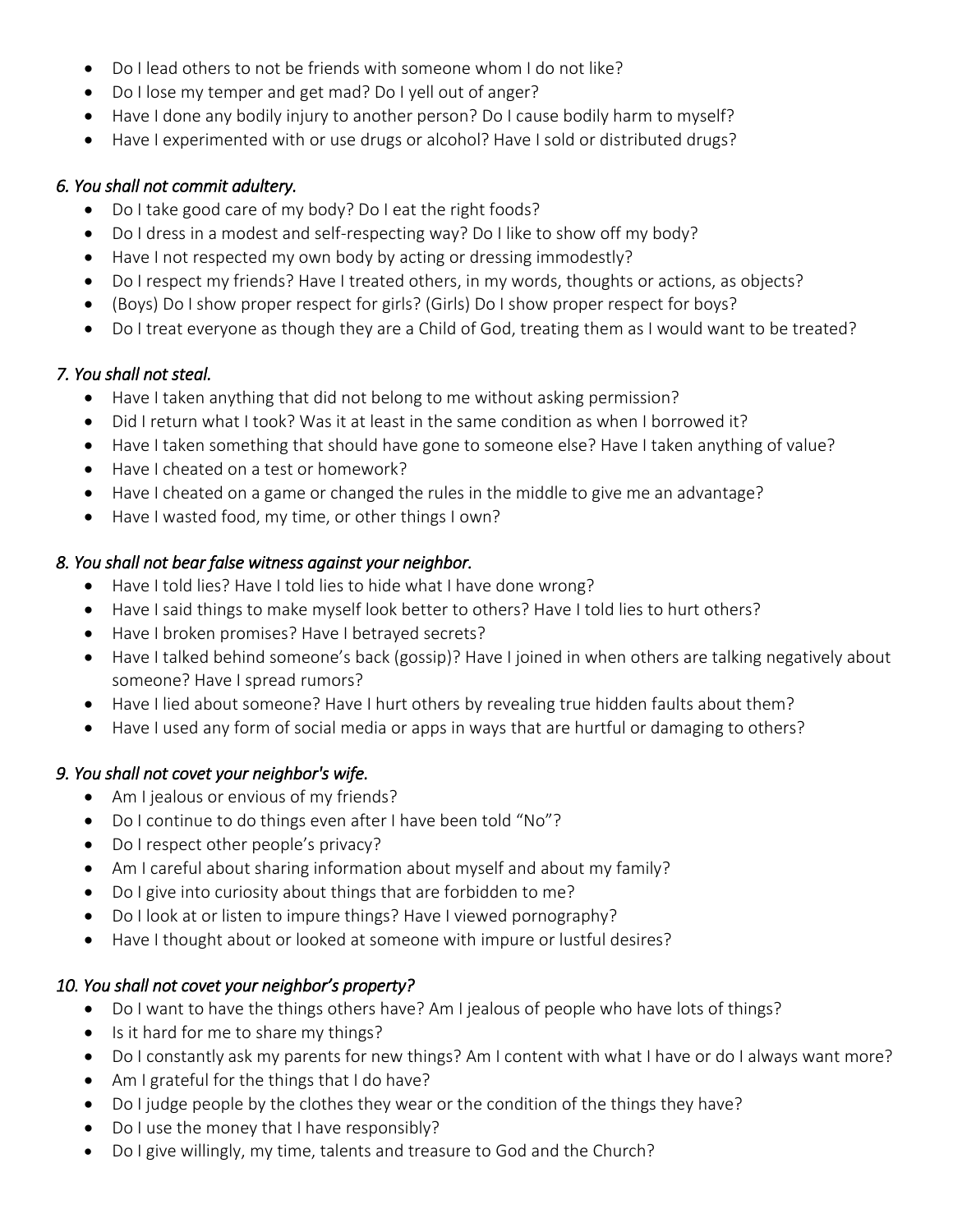- Do I lead others to not be friends with someone whom I do not like?
- Do I lose my temper and get mad? Do I yell out of anger?
- Have I done any bodily injury to another person? Do I cause bodily harm to myself?
- Have I experimented with or use drugs or alcohol? Have I sold or distributed drugs?

*6. You shall not commit adultery.*

- Do I take good care of my body? Do I eat the right foods?
- Do I dress in a modest and self-respecting way? Do I like to show off my body?
- Have I not respected my own body by acting or dressing immodestly?
- Do I respect my friends? Have I treated others, in my words, thoughts or actions, as objects?
- (Boys) Do I show proper respect for girls? (Girls) Do I show proper respect for boys?
- Do I treat everyone as though they are a Child of God, treating them as I would want to be treated?

*7. You shall not steal.*

- Have I taken anything that did not belong to me without asking permission?
- Did I return what I took? Was it at least in the same condition as when I borrowed it?
- Have I taken something that should have gone to someone else? Have I taken anything of value?
- Have I cheated on a test or homework?
- Have I cheated on a game or changed the rules in the middle to give me an advantage?
- Have I wasted food, my time, or other things I own?

*8. You shall not bear false witness against your neighbor.*

- Have I told lies? Have I told lies to hide what I have done wrong?
- Have I said things to make myself look better to others? Have I told lies to hurt others?
- Have I broken promises? Have I betrayed secrets?
- Have I talked behind someone's back (gossip)? Have I joined in when others are talking negatively about someone? Have I spread rumors?
- Have I lied about someone? Have I hurt others by revealing true hidden faults about them?
- Have I used any form of social media or apps in ways that are hurtful or damaging to others?

*9. You shall not covet your neighbor's wife.*

- Am I jealous or envious of my friends?
- Do I continue to do things even after I have been told "No"?
- Do I respect other people's privacy?
- Am I careful about sharing information about myself and about my family?
- Do I give into curiosity about things that are forbidden to me?
- Do I look at or listen to impure things? Have I viewed pornography?
- Have I thought about or looked at someone with impure or lustful desires?

*10. You shall not covet your neighbor's property?*

- Do I want to have the things others have? Am I jealous of people who have lots of things?
- Is it hard for me to share my things?
- Do I constantly ask my parents for new things? Am I content with what I have or do I always want more?
- Am I grateful for the things that I do have?
- Do I judge people by the clothes they wear or the condition of the things they have?
- Do I use the money that I have responsibly?
- Do I give willingly, my time, talents and treasure to God and the Church?